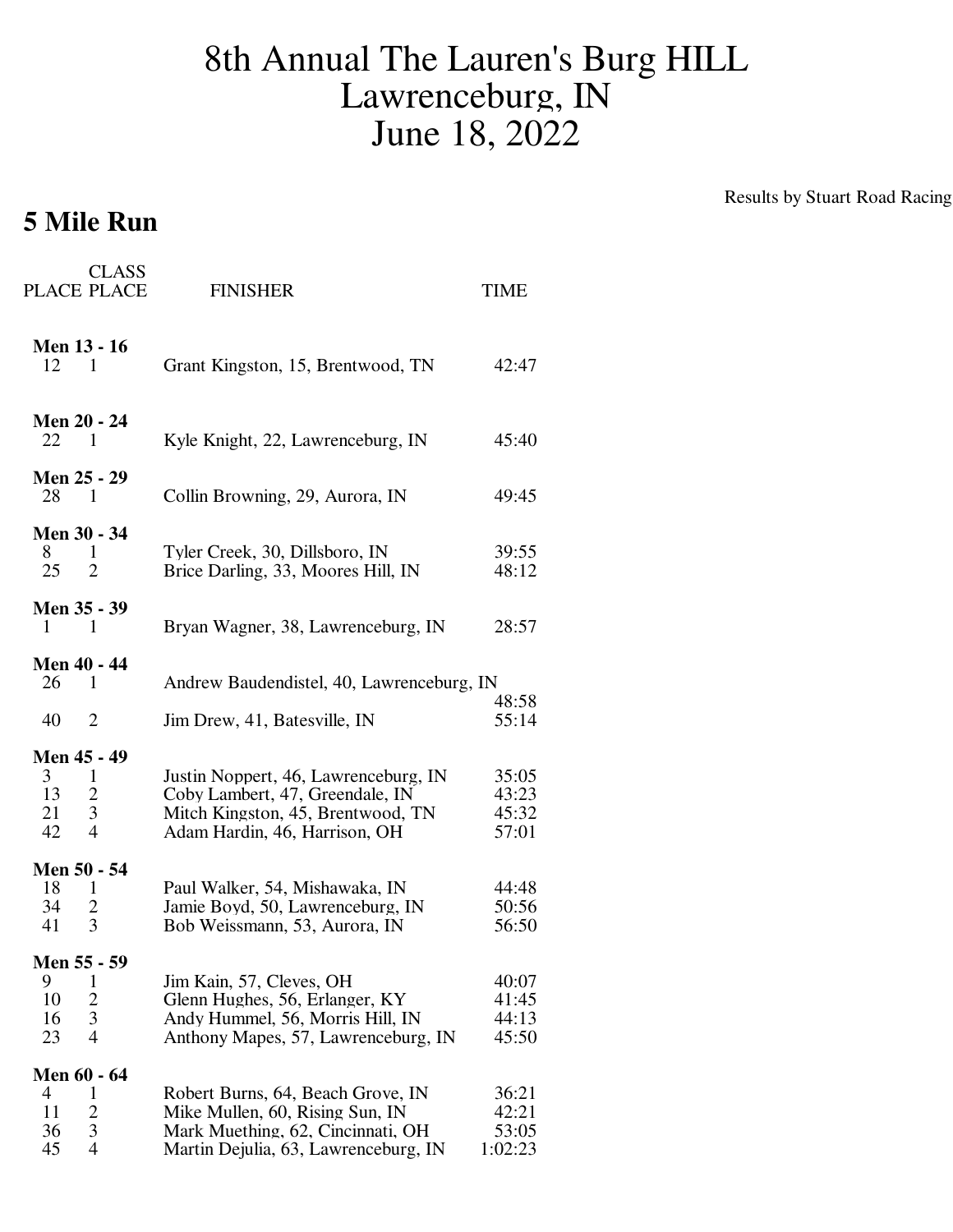# 8th Annual The Lauren's Burg HILL
# Lawrenceburg, IN
# June 18, 2022

Results by Stuart Road Racing

## 5 Mile Run

| PLACE | CLASS PLACE | FINISHER | TIME |
|---|---|---|---|
| **Men 13 - 16** | | | |
| 12 | 1 | Grant Kingston, 15, Brentwood, TN | 42:47 |
| **Men 20 - 24** | | | |
| 22 | 1 | Kyle Knight, 22, Lawrenceburg, IN | 45:40 |
| **Men 25 - 29** | | | |
| 28 | 1 | Collin Browning, 29, Aurora, IN | 49:45 |
| **Men 30 - 34** | | | |
| 8 | 1 | Tyler Creek, 30, Dillsboro, IN | 39:55 |
| 25 | 2 | Brice Darling, 33, Moores Hill, IN | 48:12 |
| **Men 35 - 39** | | | |
| 1 | 1 | Bryan Wagner, 38, Lawrenceburg, IN | 28:57 |
| **Men 40 - 44** | | | |
| 26 | 1 | Andrew Baudendistel, 40, Lawrenceburg, IN | 48:58 |
| 40 | 2 | Jim Drew, 41, Batesville, IN | 55:14 |
| **Men 45 - 49** | | | |
| 3 | 1 | Justin Noppert, 46, Lawrenceburg, IN | 35:05 |
| 13 | 2 | Coby Lambert, 47, Greendale, IN | 43:23 |
| 21 | 3 | Mitch Kingston, 45, Brentwood, TN | 45:32 |
| 42 | 4 | Adam Hardin, 46, Harrison, OH | 57:01 |
| **Men 50 - 54** | | | |
| 18 | 1 | Paul Walker, 54, Mishawaka, IN | 44:48 |
| 34 | 2 | Jamie Boyd, 50, Lawrenceburg, IN | 50:56 |
| 41 | 3 | Bob Weissmann, 53, Aurora, IN | 56:50 |
| **Men 55 - 59** | | | |
| 9 | 1 | Jim Kain, 57, Cleves, OH | 40:07 |
| 10 | 2 | Glenn Hughes, 56, Erlanger, KY | 41:45 |
| 16 | 3 | Andy Hummel, 56, Morris Hill, IN | 44:13 |
| 23 | 4 | Anthony Mapes, 57, Lawrenceburg, IN | 45:50 |
| **Men 60 - 64** | | | |
| 4 | 1 | Robert Burns, 64, Beach Grove, IN | 36:21 |
| 11 | 2 | Mike Mullen, 60, Rising Sun, IN | 42:21 |
| 36 | 3 | Mark Muething, 62, Cincinnati, OH | 53:05 |
| 45 | 4 | Martin Dejulia, 63, Lawrenceburg, IN | 1:02:23 |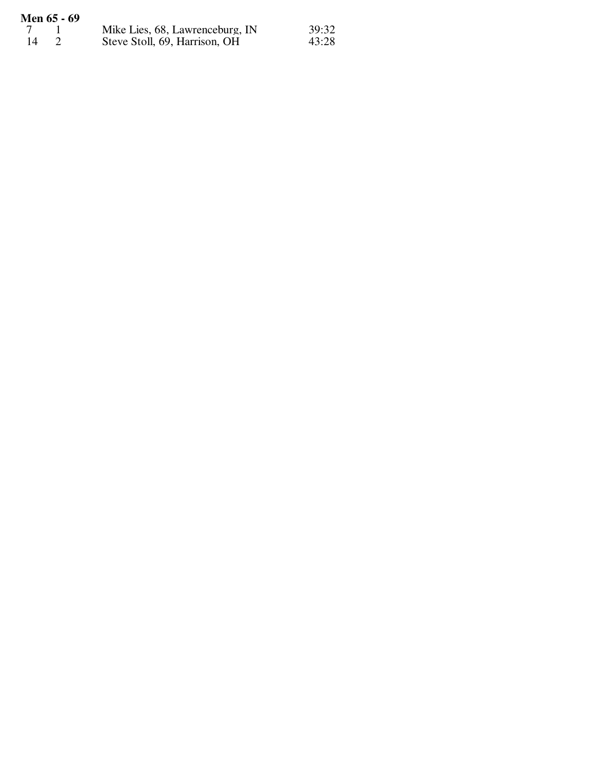**Men 65 - 69**

| | | | |
|---|---|---|---|
| 7 | 1 | Mike Lies, 68, Lawrenceburg, IN | 39:32 |
| 14 | 2 | Steve Stoll, 69, Harrison, OH | 43:28 |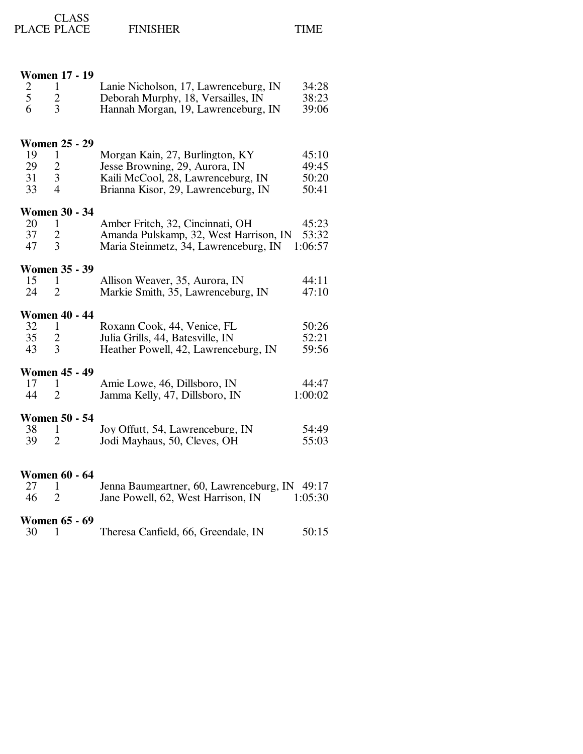| PLACE | CLASS PLACE | FINISHER | TIME |
|---|---|---|---|
| **Women 17 - 19** | | | |
| 2 | 1 | Lanie Nicholson, 17, Lawrenceburg, IN | 34:28 |
| 5 | 2 | Deborah Murphy, 18, Versailles, IN | 38:23 |
| 6 | 3 | Hannah Morgan, 19, Lawrenceburg, IN | 39:06 |
| **Women 25 - 29** | | | |
| 19 | 1 | Morgan Kain, 27, Burlington, KY | 45:10 |
| 29 | 2 | Jesse Browning, 29, Aurora, IN | 49:45 |
| 31 | 3 | Kaili McCool, 28, Lawrenceburg, IN | 50:20 |
| 33 | 4 | Brianna Kisor, 29, Lawrenceburg, IN | 50:41 |
| **Women 30 - 34** | | | |
| 20 | 1 | Amber Fritch, 32, Cincinnati, OH | 45:23 |
| 37 | 2 | Amanda Pulskamp, 32, West Harrison, IN | 53:32 |
| 47 | 3 | Maria Steinmetz, 34, Lawrenceburg, IN | 1:06:57 |
| **Women 35 - 39** | | | |
| 15 | 1 | Allison Weaver, 35, Aurora, IN | 44:11 |
| 24 | 2 | Markie Smith, 35, Lawrenceburg, IN | 47:10 |
| **Women 40 - 44** | | | |
| 32 | 1 | Roxann Cook, 44, Venice, FL | 50:26 |
| 35 | 2 | Julia Grills, 44, Batesville, IN | 52:21 |
| 43 | 3 | Heather Powell, 42, Lawrenceburg, IN | 59:56 |
| **Women 45 - 49** | | | |
| 17 | 1 | Amie Lowe, 46, Dillsboro, IN | 44:47 |
| 44 | 2 | Jamma Kelly, 47, Dillsboro, IN | 1:00:02 |
| **Women 50 - 54** | | | |
| 38 | 1 | Joy Offutt, 54, Lawrenceburg, IN | 54:49 |
| 39 | 2 | Jodi Mayhaus, 50, Cleves, OH | 55:03 |
| **Women 60 - 64** | | | |
| 27 | 1 | Jenna Baumgartner, 60, Lawrenceburg, IN | 49:17 |
| 46 | 2 | Jane Powell, 62, West Harrison, IN | 1:05:30 |
| **Women 65 - 69** | | | |
| 30 | 1 | Theresa Canfield, 66, Greendale, IN | 50:15 |